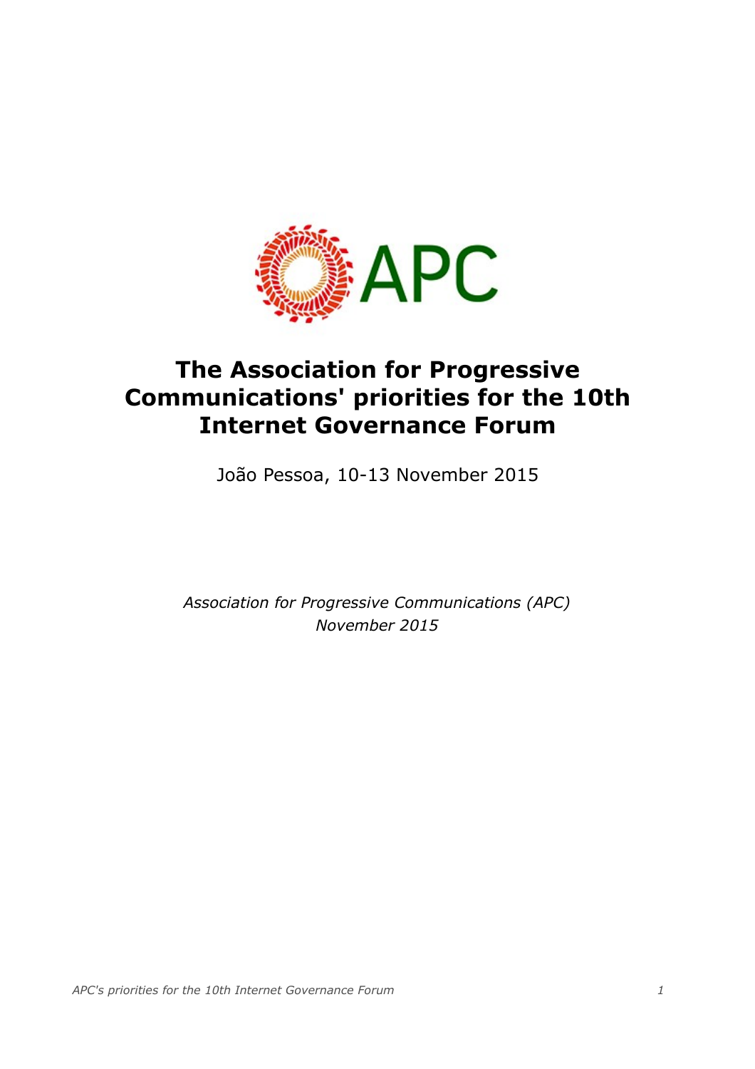# The Association for Progressive Communications' priorities for the 10th Internet Governance Forum

João Pessoa, 10-13 November 2015

*Association for Progressive Communications (APC)*
*November 2015*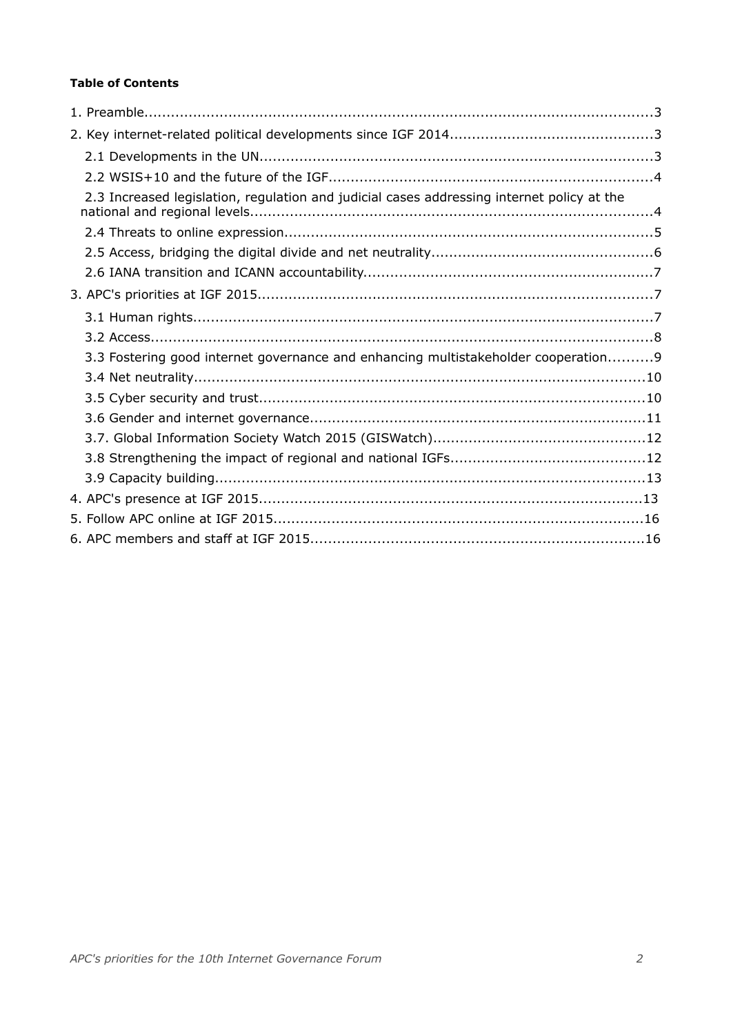**Table of Contents**

1. Preamble....................................................................................................................3

2. Key internet-related political developments since IGF 2014.............................................3

  2.1 Developments in the UN.........................................................................................3

  2.2 WSIS+10 and the future of the IGF.........................................................................4

  2.3 Increased legislation, regulation and judicial cases addressing internet policy at the national and regional levels...........................................................................................4

  2.4 Threats to online expression...................................................................................5

  2.5 Access, bridging the digital divide and net neutrality.................................................6

  2.6 IANA transition and ICANN accountability................................................................7

3. APC's priorities at IGF 2015.........................................................................................7

  3.1 Human rights.......................................................................................................7

  3.2 Access.................................................................................................................8

  3.3 Fostering good internet governance and enhancing multistakeholder cooperation..........9

  3.4 Net neutrality.....................................................................................................10

  3.5 Cyber security and trust.......................................................................................10

  3.6 Gender and internet governance...........................................................................11

  3.7. Global Information Society Watch 2015 (GISWatch)................................................12

  3.8 Strengthening the impact of regional and national IGFs............................................12

  3.9 Capacity building.................................................................................................13

4. APC's presence at IGF 2015......................................................................................13

5. Follow APC online at IGF 2015...................................................................................16

6. APC members and staff at IGF 2015...........................................................................16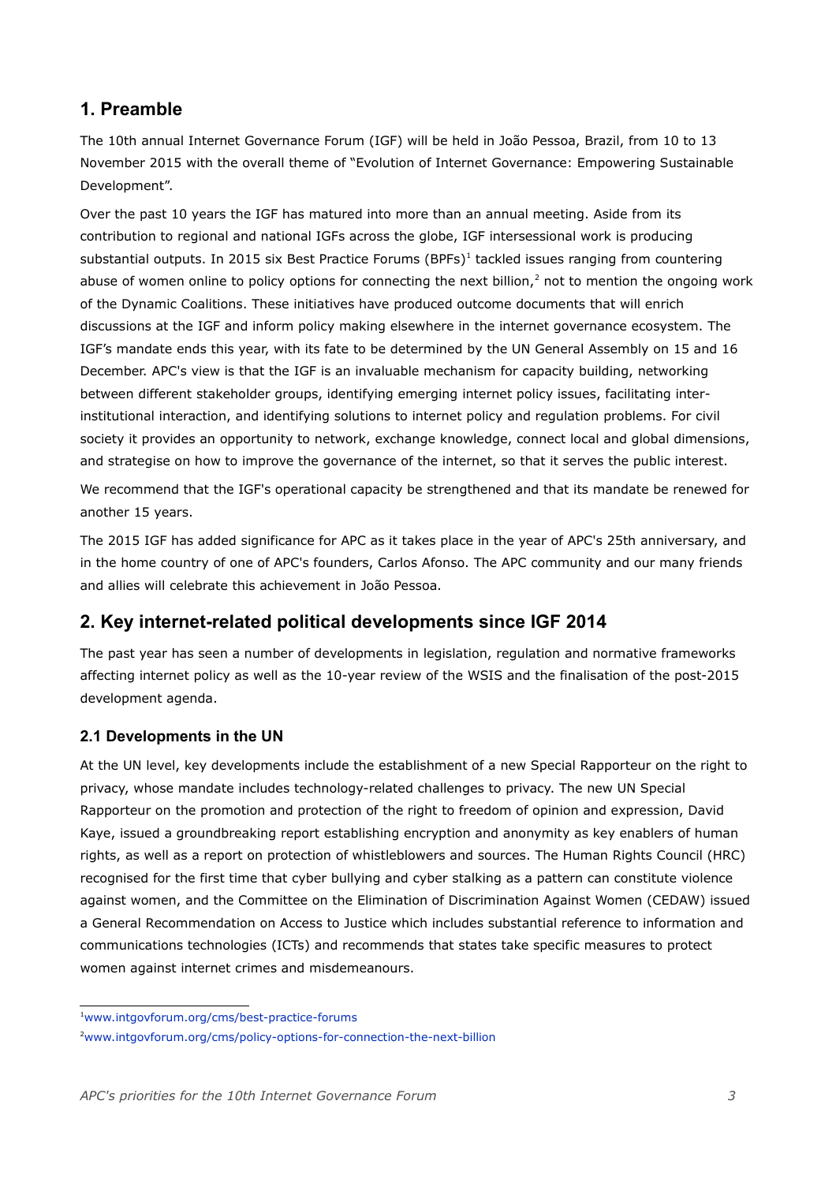## 1. Preamble

The 10th annual Internet Governance Forum (IGF) will be held in João Pessoa, Brazil, from 10 to 13 November 2015 with the overall theme of "Evolution of Internet Governance: Empowering Sustainable Development".

Over the past 10 years the IGF has matured into more than an annual meeting. Aside from its contribution to regional and national IGFs across the globe, IGF intersessional work is producing substantial outputs. In 2015 six Best Practice Forums (BPFs)[1] tackled issues ranging from countering abuse of women online to policy options for connecting the next billion,[2] not to mention the ongoing work of the Dynamic Coalitions. These initiatives have produced outcome documents that will enrich discussions at the IGF and inform policy making elsewhere in the internet governance ecosystem. The IGF's mandate ends this year, with its fate to be determined by the UN General Assembly on 15 and 16 December. APC's view is that the IGF is an invaluable mechanism for capacity building, networking between different stakeholder groups, identifying emerging internet policy issues, facilitating inter-institutional interaction, and identifying solutions to internet policy and regulation problems. For civil society it provides an opportunity to network, exchange knowledge, connect local and global dimensions, and strategise on how to improve the governance of the internet, so that it serves the public interest.

We recommend that the IGF's operational capacity be strengthened and that its mandate be renewed for another 15 years.

The 2015 IGF has added significance for APC as it takes place in the year of APC's 25th anniversary, and in the home country of one of APC's founders, Carlos Afonso. The APC community and our many friends and allies will celebrate this achievement in João Pessoa.

## 2. Key internet-related political developments since IGF 2014

The past year has seen a number of developments in legislation, regulation and normative frameworks affecting internet policy as well as the 10-year review of the WSIS and the finalisation of the post-2015 development agenda.

### 2.1 Developments in the UN

At the UN level, key developments include the establishment of a new Special Rapporteur on the right to privacy, whose mandate includes technology-related challenges to privacy. The new UN Special Rapporteur on the promotion and protection of the right to freedom of opinion and expression, David Kaye, issued a groundbreaking report establishing encryption and anonymity as key enablers of human rights, as well as a report on protection of whistleblowers and sources. The Human Rights Council (HRC) recognised for the first time that cyber bullying and cyber stalking as a pattern can constitute violence against women, and the Committee on the Elimination of Discrimination Against Women (CEDAW) issued a General Recommendation on Access to Justice which includes substantial reference to information and communications technologies (ICTs) and recommends that states take specific measures to protect women against internet crimes and misdemeanours.

[1] www.intgovforum.org/cms/best-practice-forums

[2] www.intgovforum.org/cms/policy-options-for-connection-the-next-billion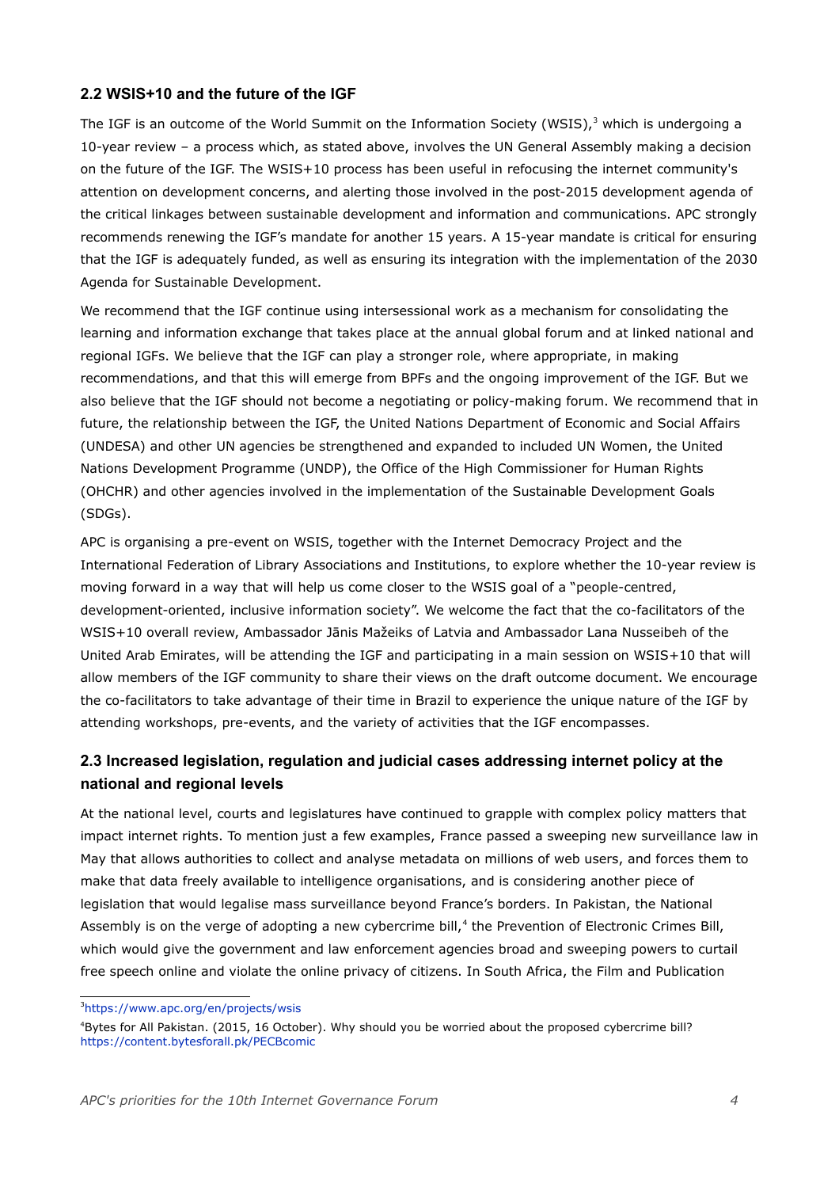## 2.2 WSIS+10 and the future of the IGF

The IGF is an outcome of the World Summit on the Information Society (WSIS),[3] which is undergoing a 10-year review – a process which, as stated above, involves the UN General Assembly making a decision on the future of the IGF. The WSIS+10 process has been useful in refocusing the internet community's attention on development concerns, and alerting those involved in the post-2015 development agenda of the critical linkages between sustainable development and information and communications. APC strongly recommends renewing the IGF's mandate for another 15 years. A 15-year mandate is critical for ensuring that the IGF is adequately funded, as well as ensuring its integration with the implementation of the 2030 Agenda for Sustainable Development.

We recommend that the IGF continue using intersessional work as a mechanism for consolidating the learning and information exchange that takes place at the annual global forum and at linked national and regional IGFs. We believe that the IGF can play a stronger role, where appropriate, in making recommendations, and that this will emerge from BPFs and the ongoing improvement of the IGF. But we also believe that the IGF should not become a negotiating or policy-making forum. We recommend that in future, the relationship between the IGF, the United Nations Department of Economic and Social Affairs (UNDESA) and other UN agencies be strengthened and expanded to included UN Women, the United Nations Development Programme (UNDP), the Office of the High Commissioner for Human Rights (OHCHR) and other agencies involved in the implementation of the Sustainable Development Goals (SDGs).

APC is organising a pre-event on WSIS, together with the Internet Democracy Project and the International Federation of Library Associations and Institutions, to explore whether the 10-year review is moving forward in a way that will help us come closer to the WSIS goal of a "people-centred, development-oriented, inclusive information society". We welcome the fact that the co-facilitators of the WSIS+10 overall review, Ambassador Jānis Mažeiks of Latvia and Ambassador Lana Nusseibeh of the United Arab Emirates, will be attending the IGF and participating in a main session on WSIS+10 that will allow members of the IGF community to share their views on the draft outcome document. We encourage the co-facilitators to take advantage of their time in Brazil to experience the unique nature of the IGF by attending workshops, pre-events, and the variety of activities that the IGF encompasses.

## 2.3 Increased legislation, regulation and judicial cases addressing internet policy at the national and regional levels

At the national level, courts and legislatures have continued to grapple with complex policy matters that impact internet rights. To mention just a few examples, France passed a sweeping new surveillance law in May that allows authorities to collect and analyse metadata on millions of web users, and forces them to make that data freely available to intelligence organisations, and is considering another piece of legislation that would legalise mass surveillance beyond France's borders. In Pakistan, the National Assembly is on the verge of adopting a new cybercrime bill,[4] the Prevention of Electronic Crimes Bill, which would give the government and law enforcement agencies broad and sweeping powers to curtail free speech online and violate the online privacy of citizens. In South Africa, the Film and Publication

---

[3] https://www.apc.org/en/projects/wsis

[4] Bytes for All Pakistan. (2015, 16 October). Why should you be worried about the proposed cybercrime bill? https://content.bytesforall.pk/PECBcomic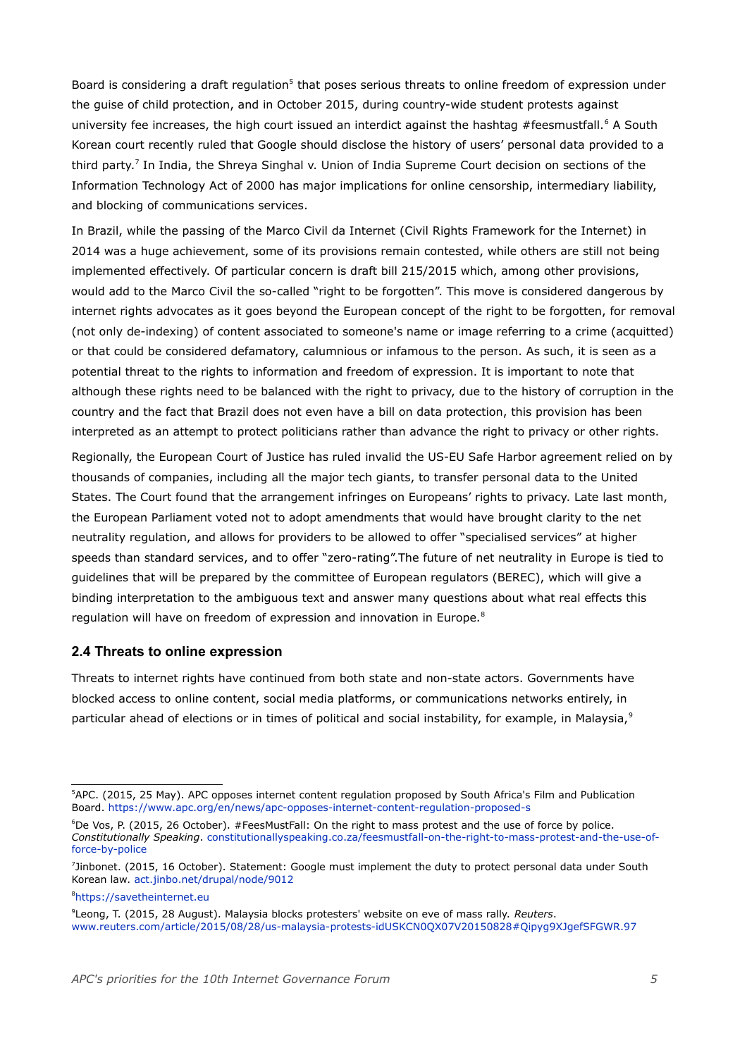Board is considering a draft regulation[5] that poses serious threats to online freedom of expression under the guise of child protection, and in October 2015, during country-wide student protests against university fee increases, the high court issued an interdict against the hashtag #feesmustfall.[6] A South Korean court recently ruled that Google should disclose the history of users' personal data provided to a third party.[7] In India, the Shreya Singhal v. Union of India Supreme Court decision on sections of the Information Technology Act of 2000 has major implications for online censorship, intermediary liability, and blocking of communications services.

In Brazil, while the passing of the Marco Civil da Internet (Civil Rights Framework for the Internet) in 2014 was a huge achievement, some of its provisions remain contested, while others are still not being implemented effectively. Of particular concern is draft bill 215/2015 which, among other provisions, would add to the Marco Civil the so-called "right to be forgotten". This move is considered dangerous by internet rights advocates as it goes beyond the European concept of the right to be forgotten, for removal (not only de-indexing) of content associated to someone's name or image referring to a crime (acquitted) or that could be considered defamatory, calumnious or infamous to the person. As such, it is seen as a potential threat to the rights to information and freedom of expression. It is important to note that although these rights need to be balanced with the right to privacy, due to the history of corruption in the country and the fact that Brazil does not even have a bill on data protection, this provision has been interpreted as an attempt to protect politicians rather than advance the right to privacy or other rights.

Regionally, the European Court of Justice has ruled invalid the US-EU Safe Harbor agreement relied on by thousands of companies, including all the major tech giants, to transfer personal data to the United States. The Court found that the arrangement infringes on Europeans' rights to privacy. Late last month, the European Parliament voted not to adopt amendments that would have brought clarity to the net neutrality regulation, and allows for providers to be allowed to offer "specialised services" at higher speeds than standard services, and to offer "zero-rating".The future of net neutrality in Europe is tied to guidelines that will be prepared by the committee of European regulators (BEREC), which will give a binding interpretation to the ambiguous text and answer many questions about what real effects this regulation will have on freedom of expression and innovation in Europe.[8]

### 2.4 Threats to online expression

Threats to internet rights have continued from both state and non-state actors. Governments have blocked access to online content, social media platforms, or communications networks entirely, in particular ahead of elections or in times of political and social instability, for example, in Malaysia,[9]

---

[5] APC. (2015, 25 May). APC opposes internet content regulation proposed by South Africa's Film and Publication Board. https://www.apc.org/en/news/apc-opposes-internet-content-regulation-proposed-s

[6] De Vos, P. (2015, 26 October). #FeesMustFall: On the right to mass protest and the use of force by police. *Constitutionally Speaking*. constitutionallyspeaking.co.za/feesmustfall-on-the-right-to-mass-protest-and-the-use-of-force-by-police

[7] Jinbonet. (2015, 16 October). Statement: Google must implement the duty to protect personal data under South Korean law. act.jinbo.net/drupal/node/9012

[8] https://savetheinternet.eu

[9] Leong, T. (2015, 28 August). Malaysia blocks protesters' website on eve of mass rally. *Reuters*. www.reuters.com/article/2015/08/28/us-malaysia-protests-idUSKCN0QX07V20150828#Qipyg9XJgefSFGWR.97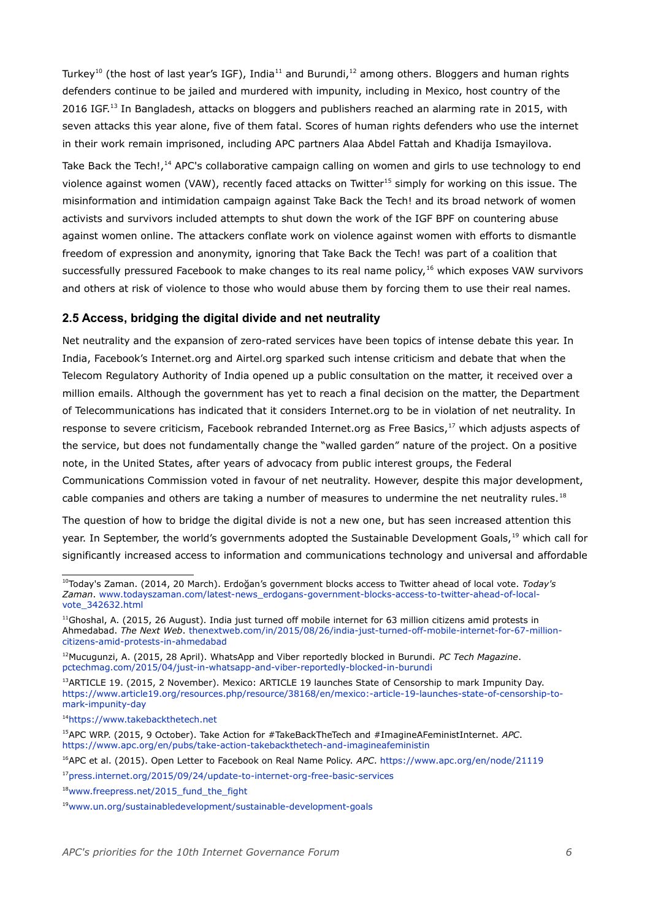Turkey[10] (the host of last year's IGF), India[11] and Burundi,[12] among others. Bloggers and human rights defenders continue to be jailed and murdered with impunity, including in Mexico, host country of the 2016 IGF.[13] In Bangladesh, attacks on bloggers and publishers reached an alarming rate in 2015, with seven attacks this year alone, five of them fatal. Scores of human rights defenders who use the internet in their work remain imprisoned, including APC partners Alaa Abdel Fattah and Khadija Ismayilova.

Take Back the Tech!,[14] APC's collaborative campaign calling on women and girls to use technology to end violence against women (VAW), recently faced attacks on Twitter[15] simply for working on this issue. The misinformation and intimidation campaign against Take Back the Tech! and its broad network of women activists and survivors included attempts to shut down the work of the IGF BPF on countering abuse against women online. The attackers conflate work on violence against women with efforts to dismantle freedom of expression and anonymity, ignoring that Take Back the Tech! was part of a coalition that successfully pressured Facebook to make changes to its real name policy,[16] which exposes VAW survivors and others at risk of violence to those who would abuse them by forcing them to use their real names.

### 2.5 Access, bridging the digital divide and net neutrality

Net neutrality and the expansion of zero-rated services have been topics of intense debate this year. In India, Facebook's Internet.org and Airtel.org sparked such intense criticism and debate that when the Telecom Regulatory Authority of India opened up a public consultation on the matter, it received over a million emails. Although the government has yet to reach a final decision on the matter, the Department of Telecommunications has indicated that it considers Internet.org to be in violation of net neutrality. In response to severe criticism, Facebook rebranded Internet.org as Free Basics,[17] which adjusts aspects of the service, but does not fundamentally change the "walled garden" nature of the project. On a positive note, in the United States, after years of advocacy from public interest groups, the Federal Communications Commission voted in favour of net neutrality. However, despite this major development, cable companies and others are taking a number of measures to undermine the net neutrality rules.[18]

The question of how to bridge the digital divide is not a new one, but has seen increased attention this year. In September, the world's governments adopted the Sustainable Development Goals,[19] which call for significantly increased access to information and communications technology and universal and affordable

---

[10] Today's Zaman. (2014, 20 March). Erdoğan's government blocks access to Twitter ahead of local vote. *Today's Zaman*. www.todayszaman.com/latest-news_erdogans-government-blocks-access-to-twitter-ahead-of-local-vote_342632.html

[11] Ghoshal, A. (2015, 26 August). India just turned off mobile internet for 63 million citizens amid protests in Ahmedabad. *The Next Web*. thenextweb.com/in/2015/08/26/india-just-turned-off-mobile-internet-for-67-million-citizens-amid-protests-in-ahmedabad

[12] Mucugunzi, A. (2015, 28 April). WhatsApp and Viber reportedly blocked in Burundi. *PC Tech Magazine*. pctechmag.com/2015/04/just-in-whatsapp-and-viber-reportedly-blocked-in-burundi

[13] ARTICLE 19. (2015, 2 November). Mexico: ARTICLE 19 launches State of Censorship to mark Impunity Day. https://www.article19.org/resources.php/resource/38168/en/mexico:-article-19-launches-state-of-censorship-to-mark-impunity-day

[14] https://www.takebackthetech.net

[15] APC WRP. (2015, 9 October). Take Action for #TakeBackTheTech and #ImagineAFeministInternet. *APC*. https://www.apc.org/en/pubs/take-action-takebackthetech-and-imagineafeministin

[16] APC et al. (2015). Open Letter to Facebook on Real Name Policy. *APC*. https://www.apc.org/en/node/21119

[17] press.internet.org/2015/09/24/update-to-internet-org-free-basic-services

[18] www.freepress.net/2015_fund_the_fight

[19] www.un.org/sustainabledevelopment/sustainable-development-goals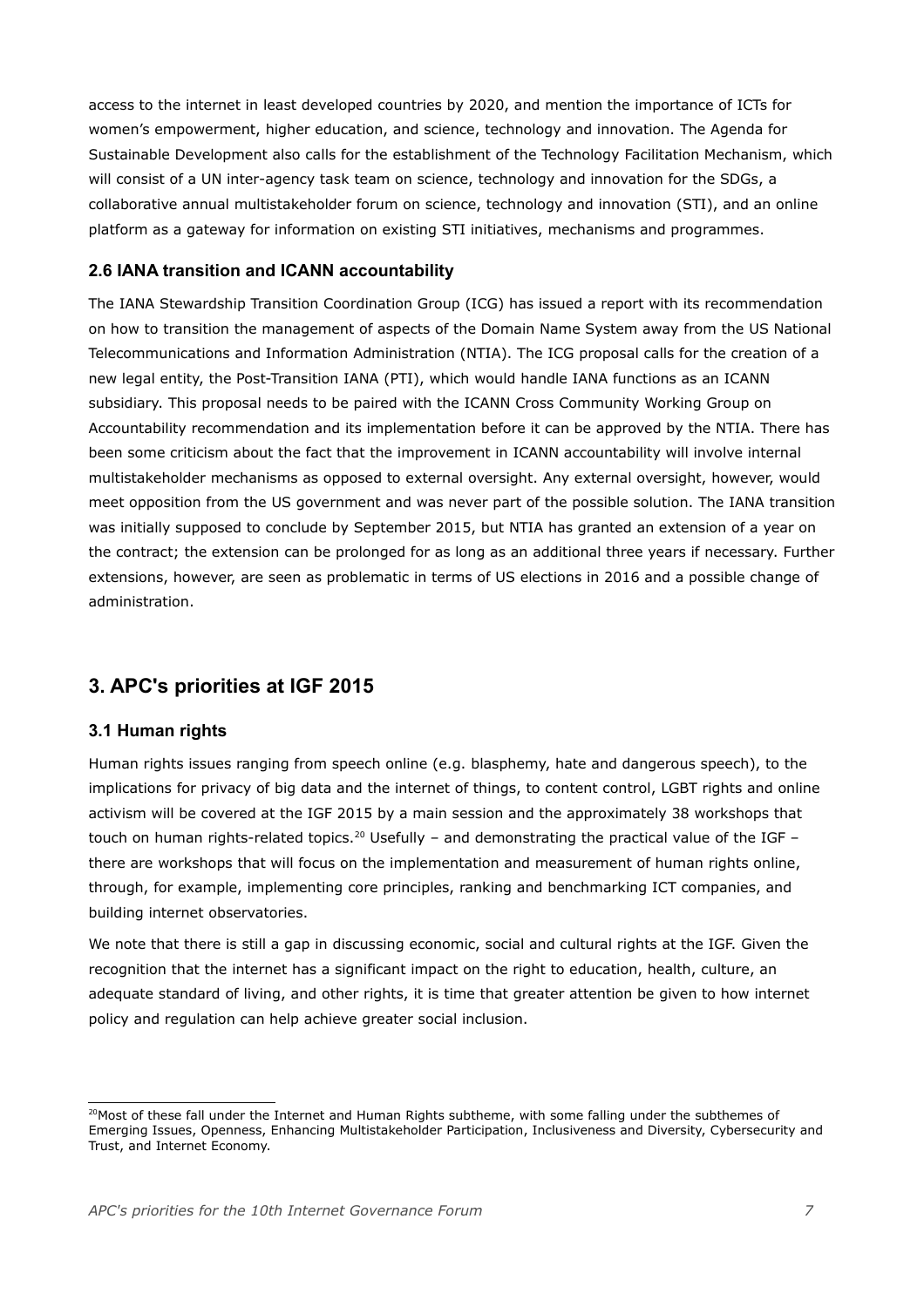access to the internet in least developed countries by 2020, and mention the importance of ICTs for women's empowerment, higher education, and science, technology and innovation. The Agenda for Sustainable Development also calls for the establishment of the Technology Facilitation Mechanism, which will consist of a UN inter-agency task team on science, technology and innovation for the SDGs, a collaborative annual multistakeholder forum on science, technology and innovation (STI), and an online platform as a gateway for information on existing STI initiatives, mechanisms and programmes.

### 2.6 IANA transition and ICANN accountability

The IANA Stewardship Transition Coordination Group (ICG) has issued a report with its recommendation on how to transition the management of aspects of the Domain Name System away from the US National Telecommunications and Information Administration (NTIA). The ICG proposal calls for the creation of a new legal entity, the Post-Transition IANA (PTI), which would handle IANA functions as an ICANN subsidiary. This proposal needs to be paired with the ICANN Cross Community Working Group on Accountability recommendation and its implementation before it can be approved by the NTIA. There has been some criticism about the fact that the improvement in ICANN accountability will involve internal multistakeholder mechanisms as opposed to external oversight. Any external oversight, however, would meet opposition from the US government and was never part of the possible solution. The IANA transition was initially supposed to conclude by September 2015, but NTIA has granted an extension of a year on the contract; the extension can be prolonged for as long as an additional three years if necessary. Further extensions, however, are seen as problematic in terms of US elections in 2016 and a possible change of administration.

## 3. APC's priorities at IGF 2015

### 3.1 Human rights

Human rights issues ranging from speech online (e.g. blasphemy, hate and dangerous speech), to the implications for privacy of big data and the internet of things, to content control, LGBT rights and online activism will be covered at the IGF 2015 by a main session and the approximately 38 workshops that touch on human rights-related topics.[20] Usefully – and demonstrating the practical value of the IGF – there are workshops that will focus on the implementation and measurement of human rights online, through, for example, implementing core principles, ranking and benchmarking ICT companies, and building internet observatories.

We note that there is still a gap in discussing economic, social and cultural rights at the IGF. Given the recognition that the internet has a significant impact on the right to education, health, culture, an adequate standard of living, and other rights, it is time that greater attention be given to how internet policy and regulation can help achieve greater social inclusion.

[20] Most of these fall under the Internet and Human Rights subtheme, with some falling under the subthemes of Emerging Issues, Openness, Enhancing Multistakeholder Participation, Inclusiveness and Diversity, Cybersecurity and Trust, and Internet Economy.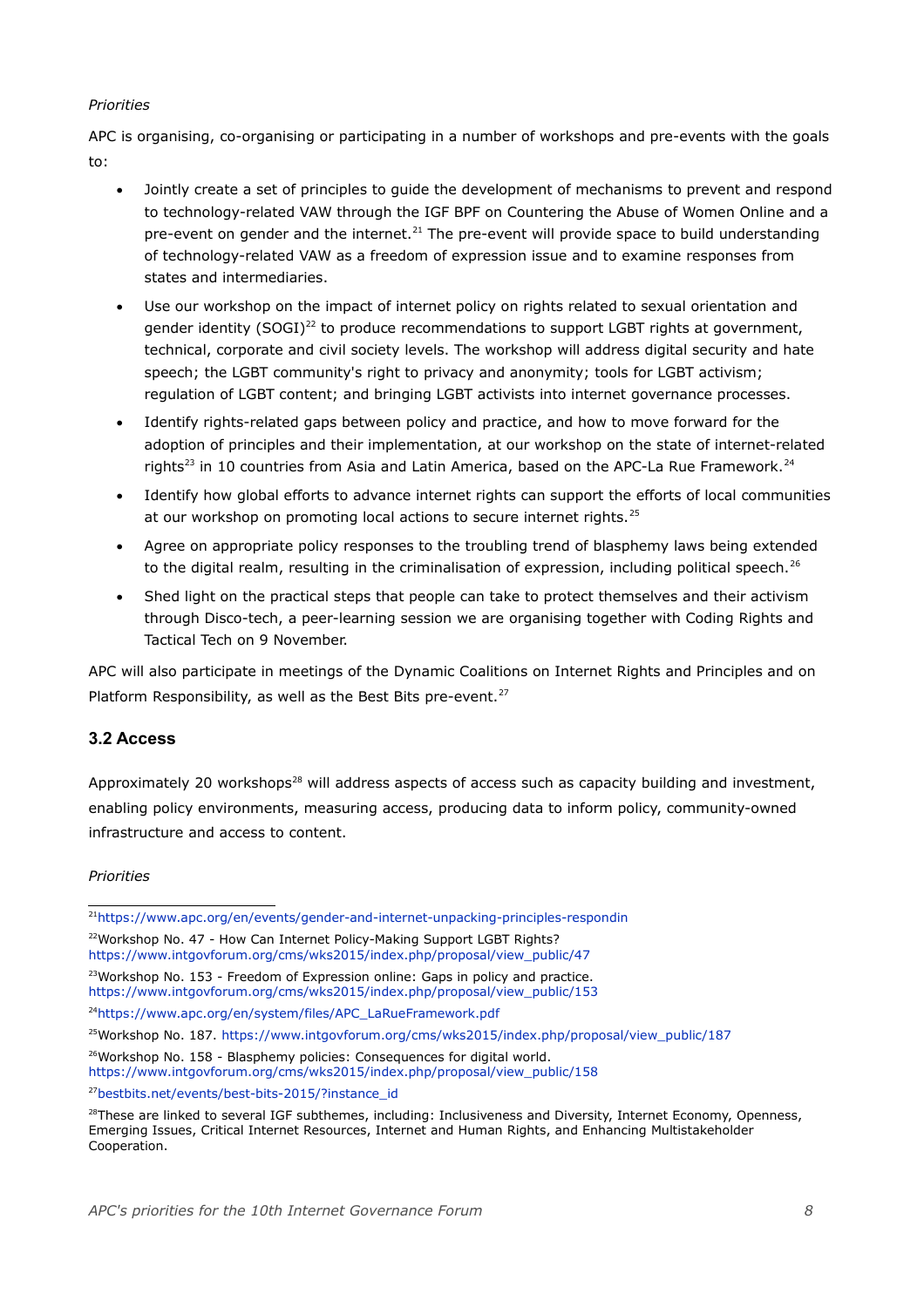*Priorities*

APC is organising, co-organising or participating in a number of workshops and pre-events with the goals to:

- Jointly create a set of principles to guide the development of mechanisms to prevent and respond to technology-related VAW through the IGF BPF on Countering the Abuse of Women Online and a pre-event on gender and the internet.[21] The pre-event will provide space to build understanding of technology-related VAW as a freedom of expression issue and to examine responses from states and intermediaries.
- Use our workshop on the impact of internet policy on rights related to sexual orientation and gender identity (SOGI)[22] to produce recommendations to support LGBT rights at government, technical, corporate and civil society levels. The workshop will address digital security and hate speech; the LGBT community's right to privacy and anonymity; tools for LGBT activism; regulation of LGBT content; and bringing LGBT activists into internet governance processes.
- Identify rights-related gaps between policy and practice, and how to move forward for the adoption of principles and their implementation, at our workshop on the state of internet-related rights[23] in 10 countries from Asia and Latin America, based on the APC-La Rue Framework.[24]
- Identify how global efforts to advance internet rights can support the efforts of local communities at our workshop on promoting local actions to secure internet rights.[25]
- Agree on appropriate policy responses to the troubling trend of blasphemy laws being extended to the digital realm, resulting in the criminalisation of expression, including political speech.[26]
- Shed light on the practical steps that people can take to protect themselves and their activism through Disco-tech, a peer-learning session we are organising together with Coding Rights and Tactical Tech on 9 November.

APC will also participate in meetings of the Dynamic Coalitions on Internet Rights and Principles and on Platform Responsibility, as well as the Best Bits pre-event.[27]

### 3.2 Access

Approximately 20 workshops[28] will address aspects of access such as capacity building and investment, enabling policy environments, measuring access, producing data to inform policy, community-owned infrastructure and access to content.

*Priorities*

---

[21] https://www.apc.org/en/events/gender-and-internet-unpacking-principles-respondin

[22] Workshop No. 47 - How Can Internet Policy-Making Support LGBT Rights? https://www.intgovforum.org/cms/wks2015/index.php/proposal/view_public/47

[23] Workshop No. 153 - Freedom of Expression online: Gaps in policy and practice. https://www.intgovforum.org/cms/wks2015/index.php/proposal/view_public/153

[24] https://www.apc.org/en/system/files/APC_LaRueFramework.pdf

[25] Workshop No. 187. https://www.intgovforum.org/cms/wks2015/index.php/proposal/view_public/187

[26] Workshop No. 158 - Blasphemy policies: Consequences for digital world. https://www.intgovforum.org/cms/wks2015/index.php/proposal/view_public/158

[27] bestbits.net/events/best-bits-2015/?instance_id

[28] These are linked to several IGF subthemes, including: Inclusiveness and Diversity, Internet Economy, Openness, Emerging Issues, Critical Internet Resources, Internet and Human Rights, and Enhancing Multistakeholder Cooperation.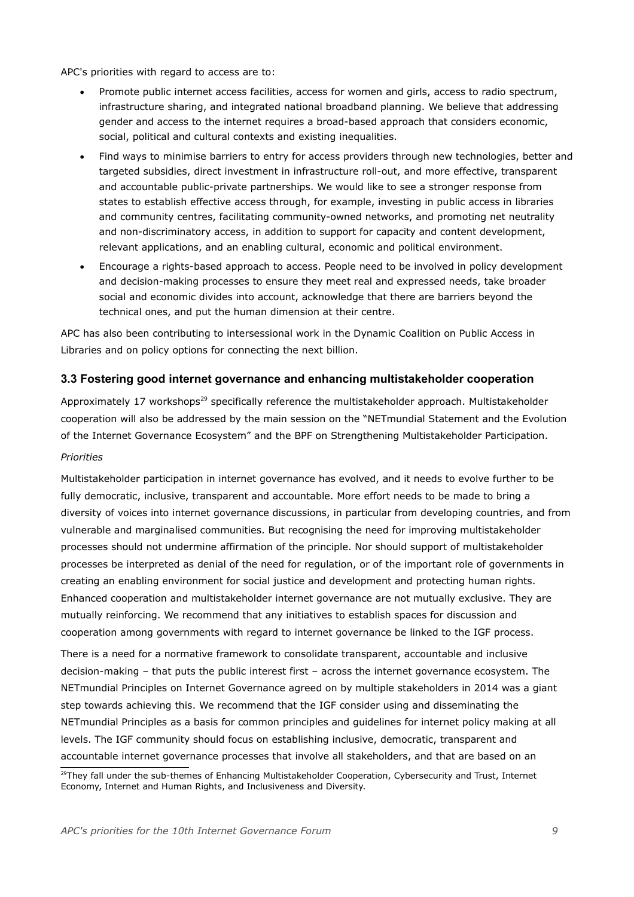APC's priorities with regard to access are to:

- Promote public internet access facilities, access for women and girls, access to radio spectrum, infrastructure sharing, and integrated national broadband planning. We believe that addressing gender and access to the internet requires a broad-based approach that considers economic, social, political and cultural contexts and existing inequalities.
- Find ways to minimise barriers to entry for access providers through new technologies, better and targeted subsidies, direct investment in infrastructure roll-out, and more effective, transparent and accountable public-private partnerships. We would like to see a stronger response from states to establish effective access through, for example, investing in public access in libraries and community centres, facilitating community-owned networks, and promoting net neutrality and non-discriminatory access, in addition to support for capacity and content development, relevant applications, and an enabling cultural, economic and political environment.
- Encourage a rights-based approach to access. People need to be involved in policy development and decision-making processes to ensure they meet real and expressed needs, take broader social and economic divides into account, acknowledge that there are barriers beyond the technical ones, and put the human dimension at their centre.

APC has also been contributing to intersessional work in the Dynamic Coalition on Public Access in Libraries and on policy options for connecting the next billion.

### 3.3 Fostering good internet governance and enhancing multistakeholder cooperation

Approximately 17 workshops[29] specifically reference the multistakeholder approach. Multistakeholder cooperation will also be addressed by the main session on the "NETmundial Statement and the Evolution of the Internet Governance Ecosystem" and the BPF on Strengthening Multistakeholder Participation.

*Priorities*

Multistakeholder participation in internet governance has evolved, and it needs to evolve further to be fully democratic, inclusive, transparent and accountable. More effort needs to be made to bring a diversity of voices into internet governance discussions, in particular from developing countries, and from vulnerable and marginalised communities. But recognising the need for improving multistakeholder processes should not undermine affirmation of the principle. Nor should support of multistakeholder processes be interpreted as denial of the need for regulation, or of the important role of governments in creating an enabling environment for social justice and development and protecting human rights. Enhanced cooperation and multistakeholder internet governance are not mutually exclusive. They are mutually reinforcing. We recommend that any initiatives to establish spaces for discussion and cooperation among governments with regard to internet governance be linked to the IGF process.

There is a need for a normative framework to consolidate transparent, accountable and inclusive decision-making – that puts the public interest first – across the internet governance ecosystem. The NETmundial Principles on Internet Governance agreed on by multiple stakeholders in 2014 was a giant step towards achieving this. We recommend that the IGF consider using and disseminating the NETmundial Principles as a basis for common principles and guidelines for internet policy making at all levels. The IGF community should focus on establishing inclusive, democratic, transparent and accountable internet governance processes that involve all stakeholders, and that are based on an

[29] They fall under the sub-themes of Enhancing Multistakeholder Cooperation, Cybersecurity and Trust, Internet Economy, Internet and Human Rights, and Inclusiveness and Diversity.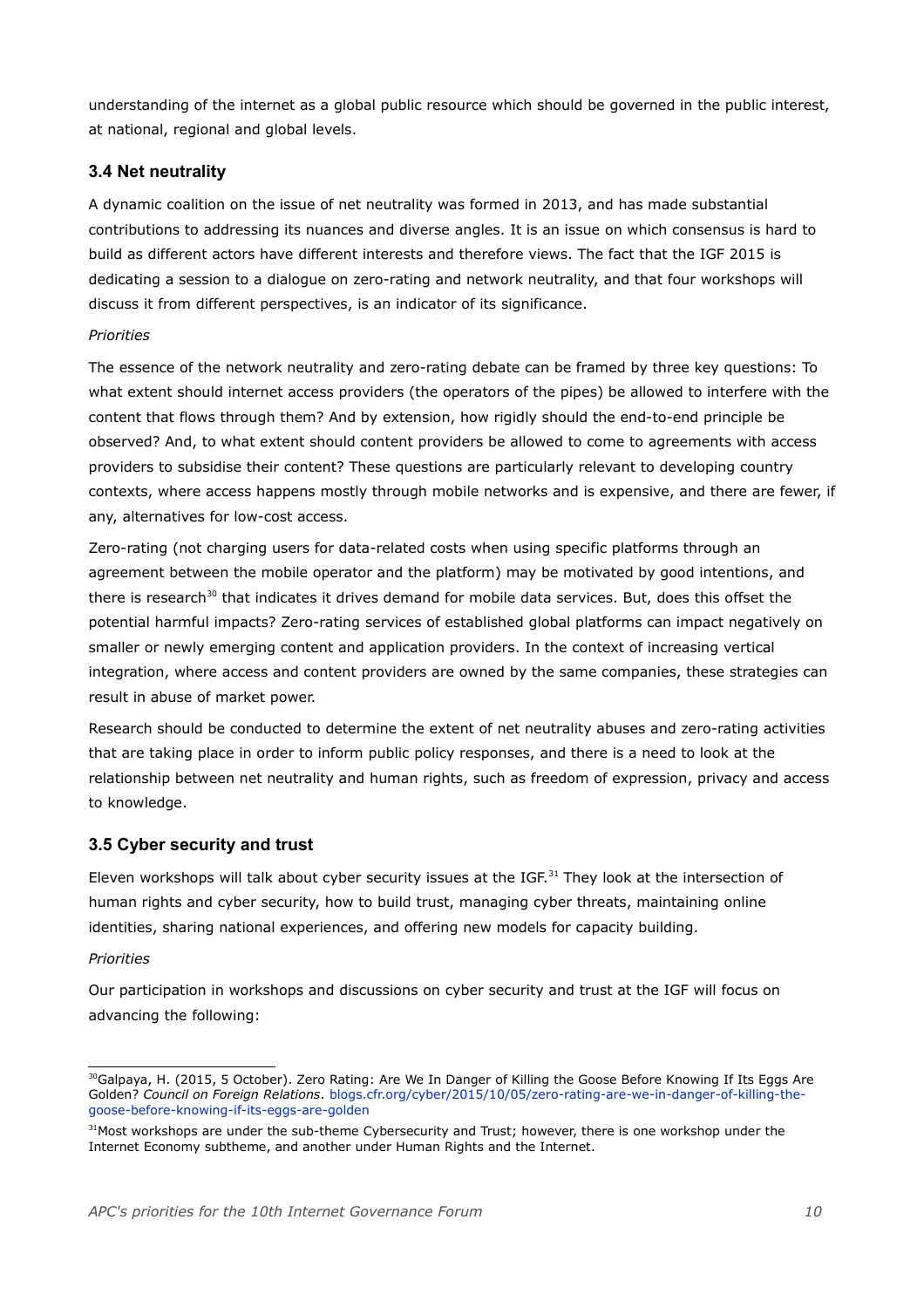understanding of the internet as a global public resource which should be governed in the public interest, at national, regional and global levels.

### 3.4 Net neutrality

A dynamic coalition on the issue of net neutrality was formed in 2013, and has made substantial contributions to addressing its nuances and diverse angles. It is an issue on which consensus is hard to build as different actors have different interests and therefore views. The fact that the IGF 2015 is dedicating a session to a dialogue on zero-rating and network neutrality, and that four workshops will discuss it from different perspectives, is an indicator of its significance.

*Priorities*

The essence of the network neutrality and zero-rating debate can be framed by three key questions: To what extent should internet access providers (the operators of the pipes) be allowed to interfere with the content that flows through them? And by extension, how rigidly should the end-to-end principle be observed? And, to what extent should content providers be allowed to come to agreements with access providers to subsidise their content? These questions are particularly relevant to developing country contexts, where access happens mostly through mobile networks and is expensive, and there are fewer, if any, alternatives for low-cost access.

Zero-rating (not charging users for data-related costs when using specific platforms through an agreement between the mobile operator and the platform) may be motivated by good intentions, and there is research[30] that indicates it drives demand for mobile data services. But, does this offset the potential harmful impacts? Zero-rating services of established global platforms can impact negatively on smaller or newly emerging content and application providers. In the context of increasing vertical integration, where access and content providers are owned by the same companies, these strategies can result in abuse of market power.

Research should be conducted to determine the extent of net neutrality abuses and zero-rating activities that are taking place in order to inform public policy responses, and there is a need to look at the relationship between net neutrality and human rights, such as freedom of expression, privacy and access to knowledge.

### 3.5 Cyber security and trust

Eleven workshops will talk about cyber security issues at the IGF.[31] They look at the intersection of human rights and cyber security, how to build trust, managing cyber threats, maintaining online identities, sharing national experiences, and offering new models for capacity building.

*Priorities*

Our participation in workshops and discussions on cyber security and trust at the IGF will focus on advancing the following:

---

[30] Galpaya, H. (2015, 5 October). Zero Rating: Are We In Danger of Killing the Goose Before Knowing If Its Eggs Are Golden? *Council on Foreign Relations*. blogs.cfr.org/cyber/2015/10/05/zero-rating-are-we-in-danger-of-killing-the-goose-before-knowing-if-its-eggs-are-golden

[31] Most workshops are under the sub-theme Cybersecurity and Trust; however, there is one workshop under the Internet Economy subtheme, and another under Human Rights and the Internet.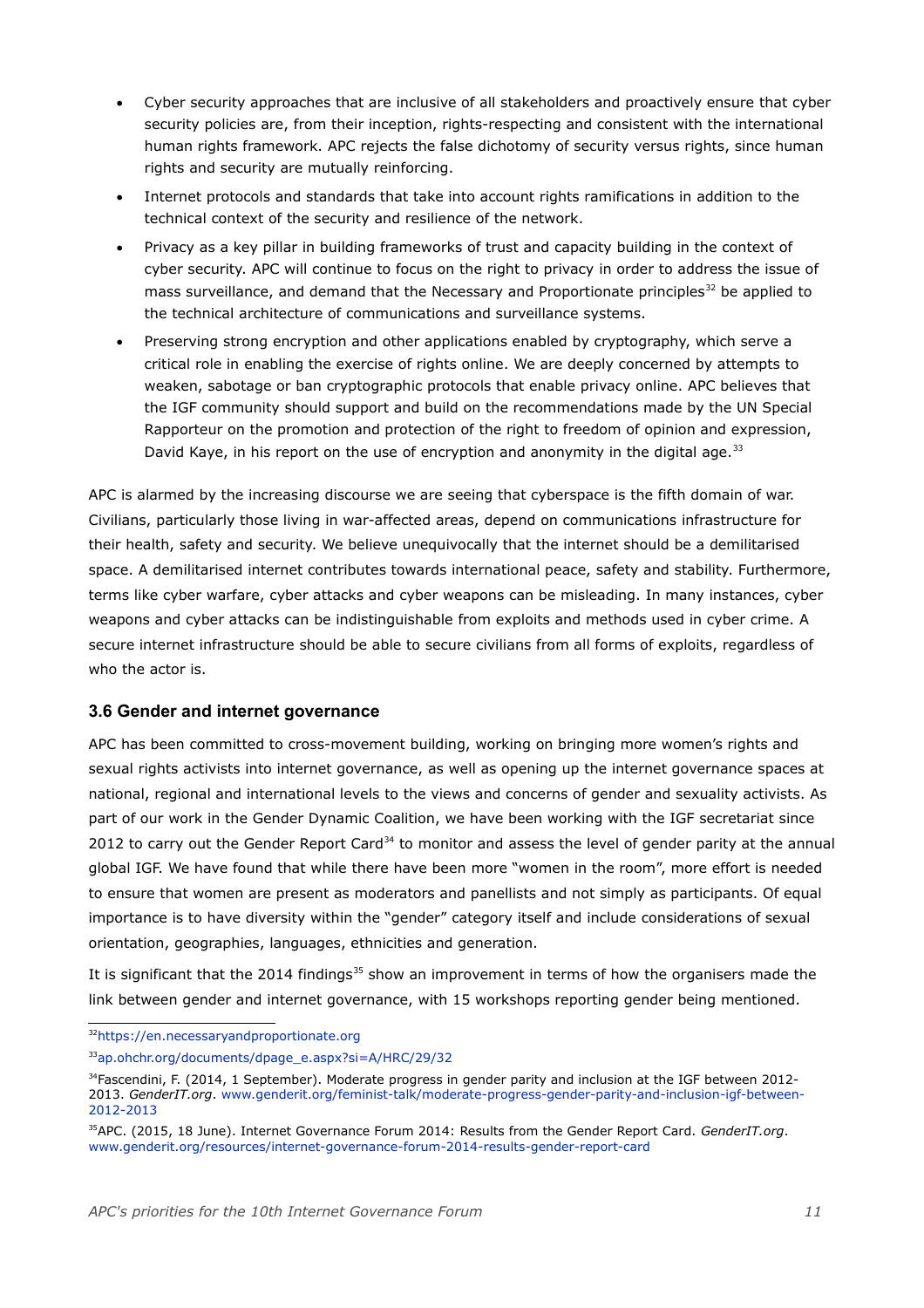- Cyber security approaches that are inclusive of all stakeholders and proactively ensure that cyber security policies are, from their inception, rights-respecting and consistent with the international human rights framework. APC rejects the false dichotomy of security versus rights, since human rights and security are mutually reinforcing.
- Internet protocols and standards that take into account rights ramifications in addition to the technical context of the security and resilience of the network.
- Privacy as a key pillar in building frameworks of trust and capacity building in the context of cyber security. APC will continue to focus on the right to privacy in order to address the issue of mass surveillance, and demand that the Necessary and Proportionate principles[32] be applied to the technical architecture of communications and surveillance systems.
- Preserving strong encryption and other applications enabled by cryptography, which serve a critical role in enabling the exercise of rights online. We are deeply concerned by attempts to weaken, sabotage or ban cryptographic protocols that enable privacy online. APC believes that the IGF community should support and build on the recommendations made by the UN Special Rapporteur on the promotion and protection of the right to freedom of opinion and expression, David Kaye, in his report on the use of encryption and anonymity in the digital age.[33]

APC is alarmed by the increasing discourse we are seeing that cyberspace is the fifth domain of war. Civilians, particularly those living in war-affected areas, depend on communications infrastructure for their health, safety and security. We believe unequivocally that the internet should be a demilitarised space. A demilitarised internet contributes towards international peace, safety and stability. Furthermore, terms like cyber warfare, cyber attacks and cyber weapons can be misleading. In many instances, cyber weapons and cyber attacks can be indistinguishable from exploits and methods used in cyber crime. A secure internet infrastructure should be able to secure civilians from all forms of exploits, regardless of who the actor is.

### 3.6 Gender and internet governance

APC has been committed to cross-movement building, working on bringing more women's rights and sexual rights activists into internet governance, as well as opening up the internet governance spaces at national, regional and international levels to the views and concerns of gender and sexuality activists. As part of our work in the Gender Dynamic Coalition, we have been working with the IGF secretariat since 2012 to carry out the Gender Report Card[34] to monitor and assess the level of gender parity at the annual global IGF. We have found that while there have been more "women in the room", more effort is needed to ensure that women are present as moderators and panellists and not simply as participants. Of equal importance is to have diversity within the "gender" category itself and include considerations of sexual orientation, geographies, languages, ethnicities and generation.

It is significant that the 2014 findings[35] show an improvement in terms of how the organisers made the link between gender and internet governance, with 15 workshops reporting gender being mentioned.

---

[32] https://en.necessaryandproportionate.org

[33] ap.ohchr.org/documents/dpage_e.aspx?si=A/HRC/29/32

[34] Fascendini, F. (2014, 1 September). Moderate progress in gender parity and inclusion at the IGF between 2012-2013. *GenderIT.org*. www.genderit.org/feminist-talk/moderate-progress-gender-parity-and-inclusion-igf-between-2012-2013

[35] APC. (2015, 18 June). Internet Governance Forum 2014: Results from the Gender Report Card. *GenderIT.org*. www.genderit.org/resources/internet-governance-forum-2014-results-gender-report-card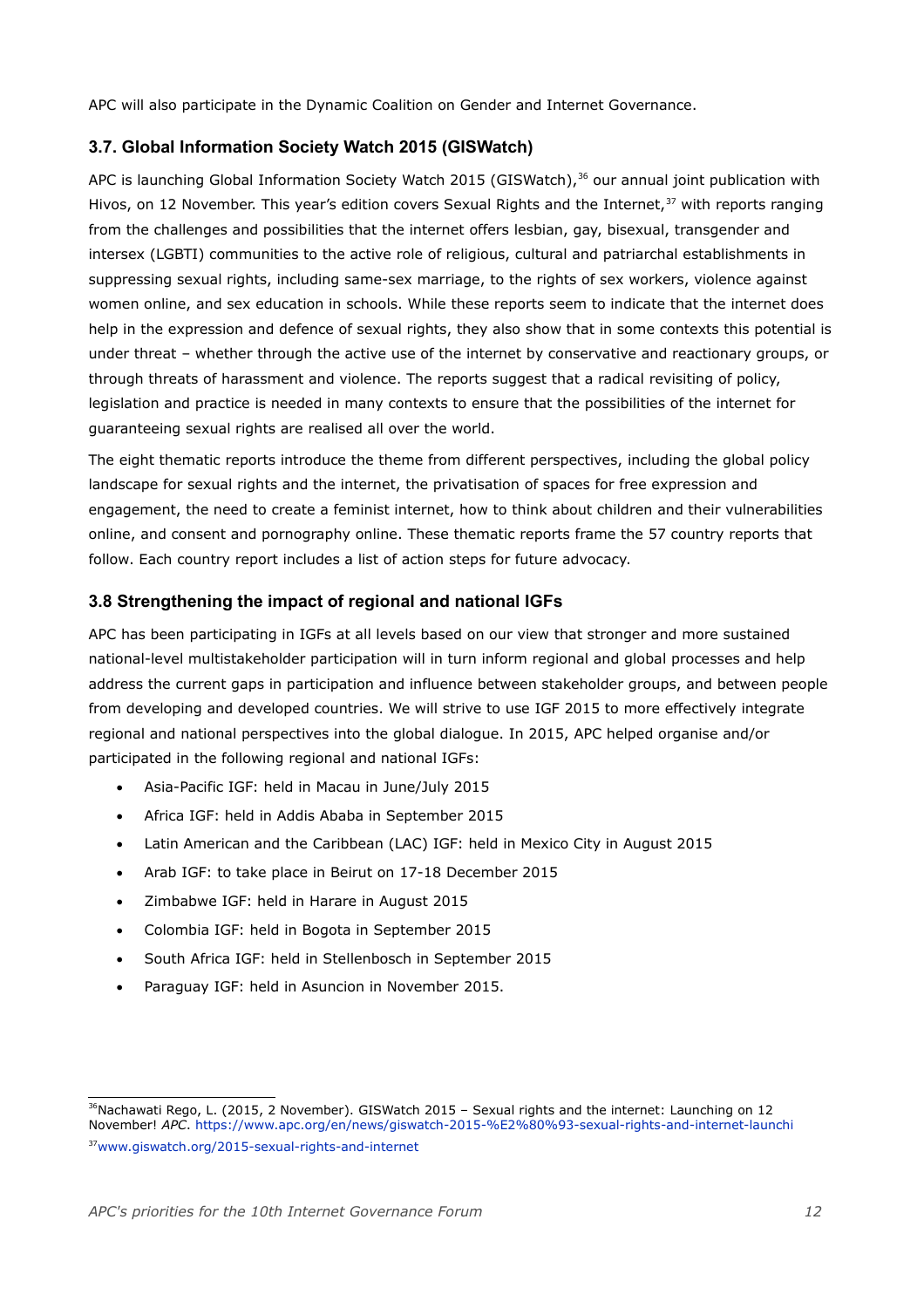APC will also participate in the Dynamic Coalition on Gender and Internet Governance.

### 3.7. Global Information Society Watch 2015 (GISWatch)

APC is launching Global Information Society Watch 2015 (GISWatch),[36] our annual joint publication with Hivos, on 12 November. This year's edition covers Sexual Rights and the Internet,[37] with reports ranging from the challenges and possibilities that the internet offers lesbian, gay, bisexual, transgender and intersex (LGBTI) communities to the active role of religious, cultural and patriarchal establishments in suppressing sexual rights, including same-sex marriage, to the rights of sex workers, violence against women online, and sex education in schools. While these reports seem to indicate that the internet does help in the expression and defence of sexual rights, they also show that in some contexts this potential is under threat – whether through the active use of the internet by conservative and reactionary groups, or through threats of harassment and violence. The reports suggest that a radical revisiting of policy, legislation and practice is needed in many contexts to ensure that the possibilities of the internet for guaranteeing sexual rights are realised all over the world.

The eight thematic reports introduce the theme from different perspectives, including the global policy landscape for sexual rights and the internet, the privatisation of spaces for free expression and engagement, the need to create a feminist internet, how to think about children and their vulnerabilities online, and consent and pornography online. These thematic reports frame the 57 country reports that follow. Each country report includes a list of action steps for future advocacy.

### 3.8 Strengthening the impact of regional and national IGFs

APC has been participating in IGFs at all levels based on our view that stronger and more sustained national-level multistakeholder participation will in turn inform regional and global processes and help address the current gaps in participation and influence between stakeholder groups, and between people from developing and developed countries. We will strive to use IGF 2015 to more effectively integrate regional and national perspectives into the global dialogue. In 2015, APC helped organise and/or participated in the following regional and national IGFs:

- Asia-Pacific IGF: held in Macau in June/July 2015
- Africa IGF: held in Addis Ababa in September 2015
- Latin American and the Caribbean (LAC) IGF: held in Mexico City in August 2015
- Arab IGF: to take place in Beirut on 17-18 December 2015
- Zimbabwe IGF: held in Harare in August 2015
- Colombia IGF: held in Bogota in September 2015
- South Africa IGF: held in Stellenbosch in September 2015
- Paraguay IGF: held in Asuncion in November 2015.

---

[36] Nachawati Rego, L. (2015, 2 November). GISWatch 2015 – Sexual rights and the internet: Launching on 12 November! *APC*. https://www.apc.org/en/news/giswatch-2015-%E2%80%93-sexual-rights-and-internet-launchi

[37] www.giswatch.org/2015-sexual-rights-and-internet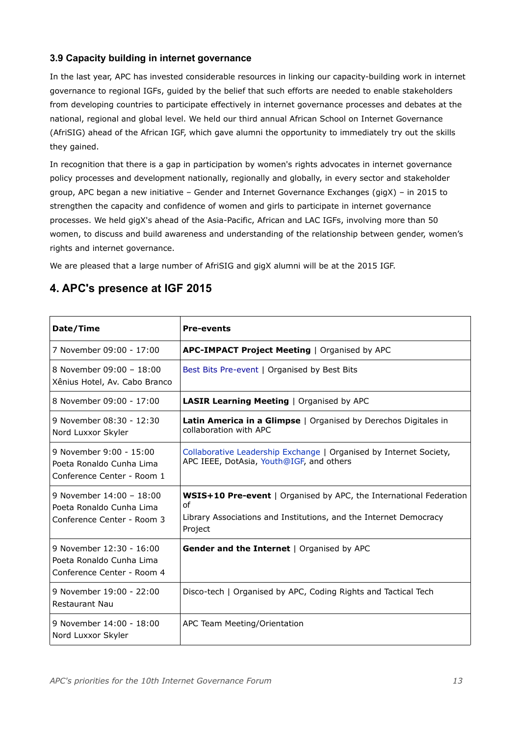### 3.9 Capacity building in internet governance

In the last year, APC has invested considerable resources in linking our capacity-building work in internet governance to regional IGFs, guided by the belief that such efforts are needed to enable stakeholders from developing countries to participate effectively in internet governance processes and debates at the national, regional and global level. We held our third annual African School on Internet Governance (AfriSIG) ahead of the African IGF, which gave alumni the opportunity to immediately try out the skills they gained.

In recognition that there is a gap in participation by women's rights advocates in internet governance policy processes and development nationally, regionally and globally, in every sector and stakeholder group, APC began a new initiative – Gender and Internet Governance Exchanges (gigX) – in 2015 to strengthen the capacity and confidence of women and girls to participate in internet governance processes. We held gigX's ahead of the Asia-Pacific, African and LAC IGFs, involving more than 50 women, to discuss and build awareness and understanding of the relationship between gender, women's rights and internet governance.

We are pleased that a large number of AfriSIG and gigX alumni will be at the 2015 IGF.

## 4. APC's presence at IGF 2015

| **Date/Time** | **Pre-events** |
|---|---|
| 7 November 09:00 - 17:00 | **APC-IMPACT Project Meeting** \| Organised by APC |
| 8 November 09:00 – 18:00 Xênius Hotel, Av. Cabo Branco | Best Bits Pre-event \| Organised by Best Bits |
| 8 November 09:00 - 17:00 | **LASIR Learning Meeting** \| Organised by APC |
| 9 November 08:30 - 12:30 Nord Luxxor Skyler | **Latin America in a Glimpse** \| Organised by Derechos Digitales in collaboration with APC |
| 9 November 9:00 - 15:00 Poeta Ronaldo Cunha Lima Conference Center - Room 1 | Collaborative Leadership Exchange \| Organised by Internet Society, APC IEEE, DotAsia, Youth@IGF, and others |
| 9 November 14:00 – 18:00 Poeta Ronaldo Cunha Lima Conference Center - Room 3 | **WSIS+10 Pre-event** \| Organised by APC, the International Federation of Library Associations and Institutions, and the Internet Democracy Project |
| 9 November 12:30 - 16:00 Poeta Ronaldo Cunha Lima Conference Center - Room 4 | **Gender and the Internet** \| Organised by APC |
| 9 November 19:00 - 22:00 Restaurant Nau | Disco-tech \| Organised by APC, Coding Rights and Tactical Tech |
| 9 November 14:00 - 18:00 Nord Luxxor Skyler | APC Team Meeting/Orientation |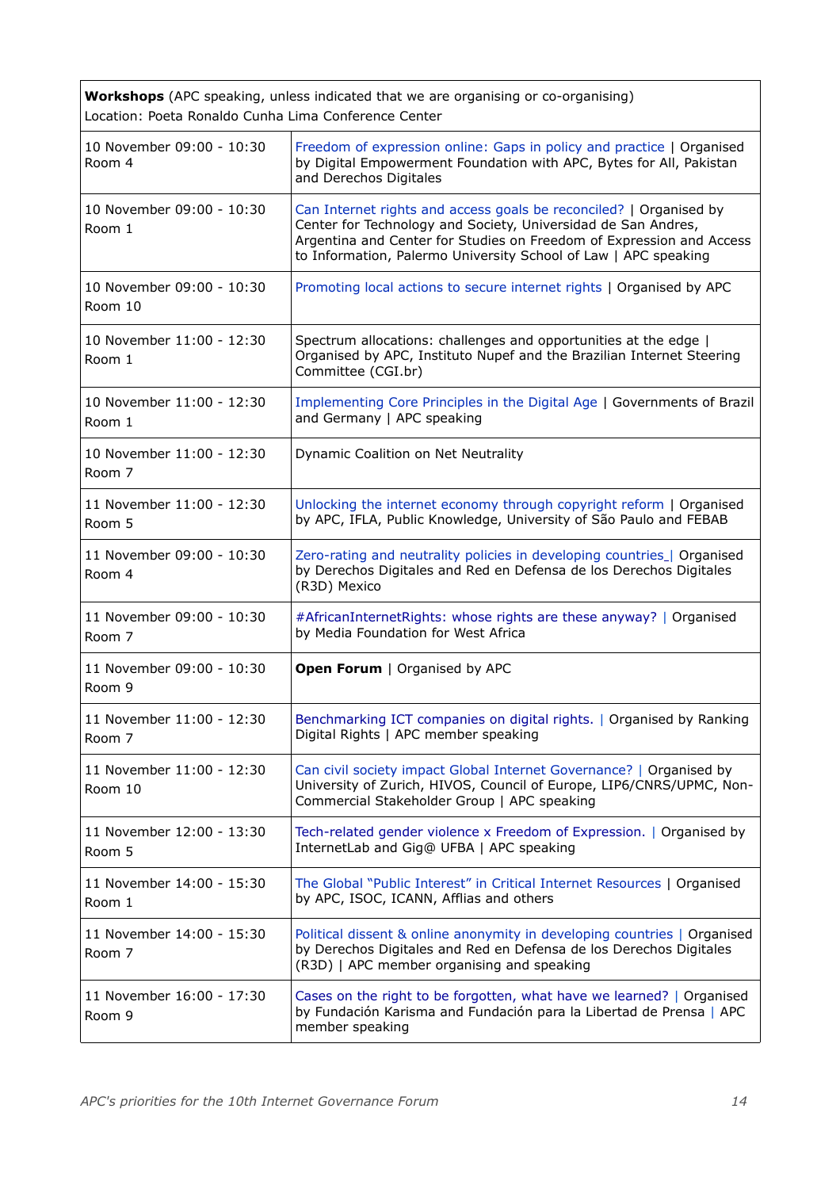| **Workshops** (APC speaking, unless indicated that we are organising or co-organising) Location: Poeta Ronaldo Cunha Lima Conference Center | |
|---|---|
| 10 November 09:00 - 10:30 Room 4 | Freedom of expression online: Gaps in policy and practice \| Organised by Digital Empowerment Foundation with APC, Bytes for All, Pakistan and Derechos Digitales |
| 10 November 09:00 - 10:30 Room 1 | Can Internet rights and access goals be reconciled? \| Organised by Center for Technology and Society, Universidad de San Andres, Argentina and Center for Studies on Freedom of Expression and Access to Information, Palermo University School of Law \| APC speaking |
| 10 November 09:00 - 10:30 Room 10 | Promoting local actions to secure internet rights \| Organised by APC |
| 10 November 11:00 - 12:30 Room 1 | Spectrum allocations: challenges and opportunities at the edge \| Organised by APC, Instituto Nupef and the Brazilian Internet Steering Committee (CGI.br) |
| 10 November 11:00 - 12:30 Room 1 | Implementing Core Principles in the Digital Age \| Governments of Brazil and Germany \| APC speaking |
| 10 November 11:00 - 12:30 Room 7 | Dynamic Coalition on Net Neutrality |
| 11 November 11:00 - 12:30 Room 5 | Unlocking the internet economy through copyright reform \| Organised by APC, IFLA, Public Knowledge, University of São Paulo and FEBAB |
| 11 November 09:00 - 10:30 Room 4 | Zero-rating and neutrality policies in developing countries \| Organised by Derechos Digitales and Red en Defensa de los Derechos Digitales (R3D) Mexico |
| 11 November 09:00 - 10:30 Room 7 | #AfricanInternetRights: whose rights are these anyway? \| Organised by Media Foundation for West Africa |
| 11 November 09:00 - 10:30 Room 9 | **Open Forum** \| Organised by APC |
| 11 November 11:00 - 12:30 Room 7 | Benchmarking ICT companies on digital rights. \| Organised by Ranking Digital Rights \| APC member speaking |
| 11 November 11:00 - 12:30 Room 10 | Can civil society impact Global Internet Governance? \| Organised by University of Zurich, HIVOS, Council of Europe, LIP6/CNRS/UPMC, Non-Commercial Stakeholder Group \| APC speaking |
| 11 November 12:00 - 13:30 Room 5 | Tech-related gender violence x Freedom of Expression. \| Organised by InternetLab and Gig@ UFBA \| APC speaking |
| 11 November 14:00 - 15:30 Room 1 | The Global "Public Interest" in Critical Internet Resources \| Organised by APC, ISOC, ICANN, Afflias and others |
| 11 November 14:00 - 15:30 Room 7 | Political dissent & online anonymity in developing countries \| Organised by Derechos Digitales and Red en Defensa de los Derechos Digitales (R3D) \| APC member organising and speaking |
| 11 November 16:00 - 17:30 Room 9 | Cases on the right to be forgotten, what have we learned? \| Organised by Fundación Karisma and Fundación para la Libertad de Prensa \| APC member speaking |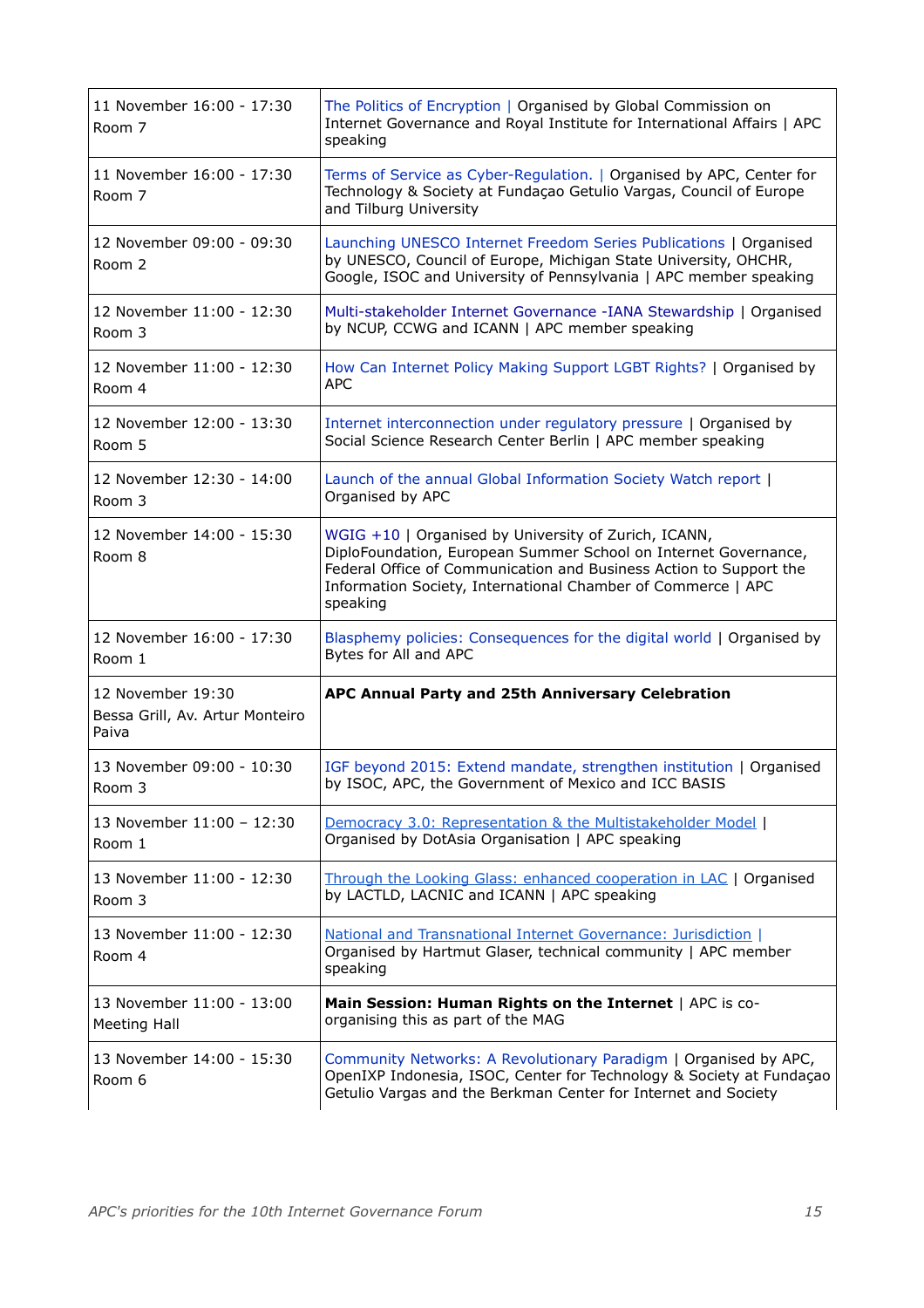| | |
|---|---|
| 11 November 16:00 - 17:30<br>Room 7 | The Politics of Encryption \| Organised by Global Commission on Internet Governance and Royal Institute for International Affairs \| APC speaking |
| 11 November 16:00 - 17:30<br>Room 7 | Terms of Service as Cyber-Regulation. \| Organised by APC, Center for Technology & Society at Fundaçao Getulio Vargas, Council of Europe and Tilburg University |
| 12 November 09:00 - 09:30<br>Room 2 | Launching UNESCO Internet Freedom Series Publications \| Organised by UNESCO, Council of Europe, Michigan State University, OHCHR, Google, ISOC and University of Pennsylvania \| APC member speaking |
| 12 November 11:00 - 12:30<br>Room 3 | Multi-stakeholder Internet Governance -IANA Stewardship \| Organised by NCUP, CCWG and ICANN \| APC member speaking |
| 12 November 11:00 - 12:30<br>Room 4 | How Can Internet Policy Making Support LGBT Rights? \| Organised by APC |
| 12 November 12:00 - 13:30<br>Room 5 | Internet interconnection under regulatory pressure \| Organised by Social Science Research Center Berlin \| APC member speaking |
| 12 November 12:30 - 14:00<br>Room 3 | Launch of the annual Global Information Society Watch report \| Organised by APC |
| 12 November 14:00 - 15:30<br>Room 8 | WGIG +10 \| Organised by University of Zurich, ICANN, DiploFoundation, European Summer School on Internet Governance, Federal Office of Communication and Business Action to Support the Information Society, International Chamber of Commerce \| APC speaking |
| 12 November 16:00 - 17:30<br>Room 1 | Blasphemy policies: Consequences for the digital world \| Organised by Bytes for All and APC |
| 12 November 19:30<br>Bessa Grill, Av. Artur Monteiro Paiva | **APC Annual Party and 25th Anniversary Celebration** |
| 13 November 09:00 - 10:30<br>Room 3 | IGF beyond 2015: Extend mandate, strengthen institution \| Organised by ISOC, APC, the Government of Mexico and ICC BASIS |
| 13 November 11:00 – 12:30<br>Room 1 | Democracy 3.0: Representation & the Multistakeholder Model \| Organised by DotAsia Organisation \| APC speaking |
| 13 November 11:00 - 12:30<br>Room 3 | Through the Looking Glass: enhanced cooperation in LAC \| Organised by LACTLD, LACNIC and ICANN \| APC speaking |
| 13 November 11:00 - 12:30<br>Room 4 | National and Transnational Internet Governance: Jurisdiction \| Organised by Hartmut Glaser, technical community \| APC member speaking |
| 13 November 11:00 - 13:00<br>Meeting Hall | **Main Session: Human Rights on the Internet** \| APC is co-organising this as part of the MAG |
| 13 November 14:00 - 15:30<br>Room 6 | Community Networks: A Revolutionary Paradigm \| Organised by APC, OpenIXP Indonesia, ISOC, Center for Technology & Society at Fundaçao Getulio Vargas and the Berkman Center for Internet and Society |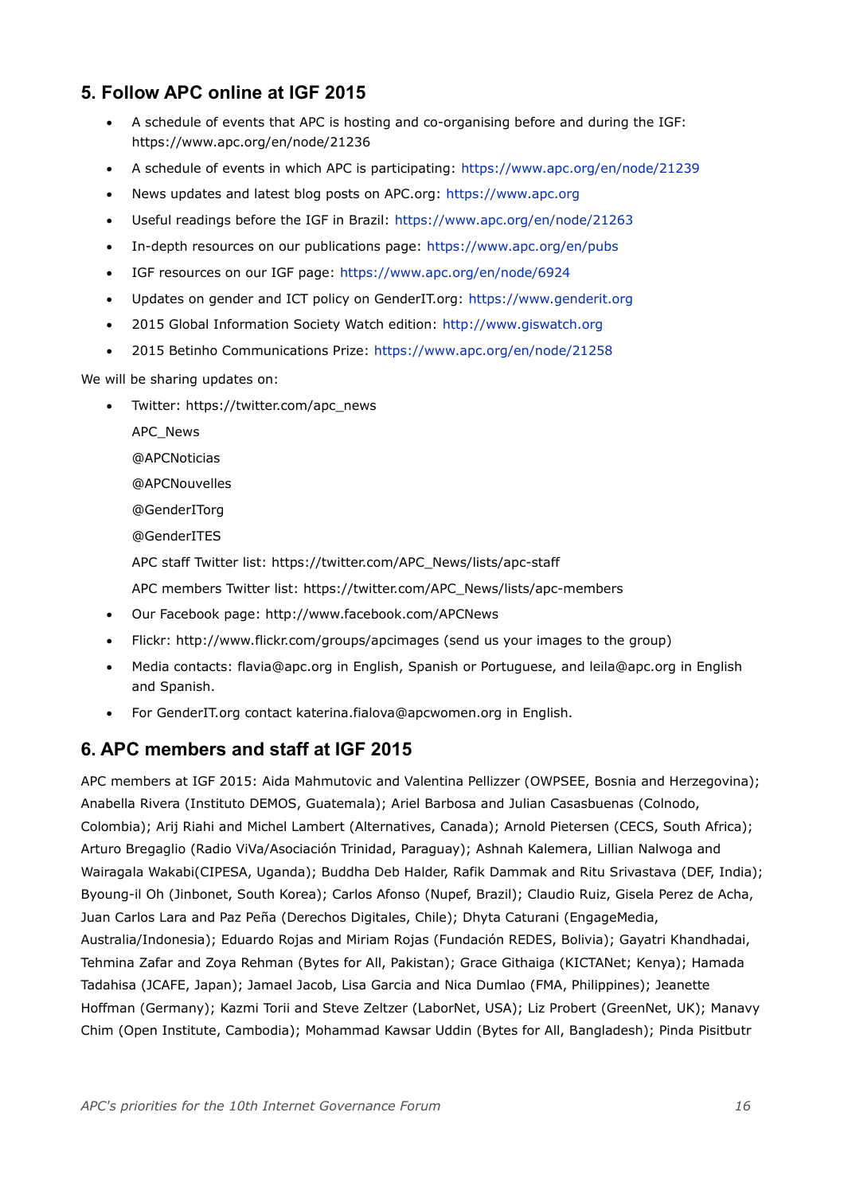## 5. Follow APC online at IGF 2015

- A schedule of events that APC is hosting and co-organising before and during the IGF: https://www.apc.org/en/node/21236
- A schedule of events in which APC is participating: https://www.apc.org/en/node/21239
- News updates and latest blog posts on APC.org: https://www.apc.org
- Useful readings before the IGF in Brazil: https://www.apc.org/en/node/21263
- In-depth resources on our publications page: https://www.apc.org/en/pubs
- IGF resources on our IGF page: https://www.apc.org/en/node/6924
- Updates on gender and ICT policy on GenderIT.org: https://www.genderit.org
- 2015 Global Information Society Watch edition: http://www.giswatch.org
- 2015 Betinho Communications Prize: https://www.apc.org/en/node/21258

We will be sharing updates on:

- Twitter: https://twitter.com/apc_news

  APC_News

  @APCNoticias

  @APCNouvelles

  @GenderITorg

  @GenderITES

  APC staff Twitter list: https://twitter.com/APC_News/lists/apc-staff

  APC members Twitter list: https://twitter.com/APC_News/lists/apc-members
- Our Facebook page: http://www.facebook.com/APCNews
- Flickr: http://www.flickr.com/groups/apcimages (send us your images to the group)
- Media contacts: flavia@apc.org in English, Spanish or Portuguese, and leila@apc.org in English and Spanish.
- For GenderIT.org contact katerina.fialova@apcwomen.org in English.

## 6. APC members and staff at IGF 2015

APC members at IGF 2015: Aida Mahmutovic and Valentina Pellizzer (OWPSEE, Bosnia and Herzegovina); Anabella Rivera (Instituto DEMOS, Guatemala); Ariel Barbosa and Julian Casasbuenas (Colnodo, Colombia); Arij Riahi and Michel Lambert (Alternatives, Canada); Arnold Pietersen (CECS, South Africa); Arturo Bregaglio (Radio ViVa/Asociación Trinidad, Paraguay); Ashnah Kalemera, Lillian Nalwoga and Wairagala Wakabi(CIPESA, Uganda); Buddha Deb Halder, Rafik Dammak and Ritu Srivastava (DEF, India); Byoung-il Oh (Jinbonet, South Korea); Carlos Afonso (Nupef, Brazil); Claudio Ruiz, Gisela Perez de Acha, Juan Carlos Lara and Paz Peña (Derechos Digitales, Chile); Dhyta Caturani (EngageMedia, Australia/Indonesia); Eduardo Rojas and Miriam Rojas (Fundación REDES, Bolivia); Gayatri Khandhadai, Tehmina Zafar and Zoya Rehman (Bytes for All, Pakistan); Grace Githaiga (KICTANet; Kenya); Hamada Tadahisa (JCAFE, Japan); Jamael Jacob, Lisa Garcia and Nica Dumlao (FMA, Philippines); Jeanette Hoffman (Germany); Kazmi Torii and Steve Zeltzer (LaborNet, USA); Liz Probert (GreenNet, UK); Manavy Chim (Open Institute, Cambodia); Mohammad Kawsar Uddin (Bytes for All, Bangladesh); Pinda Pisitbutr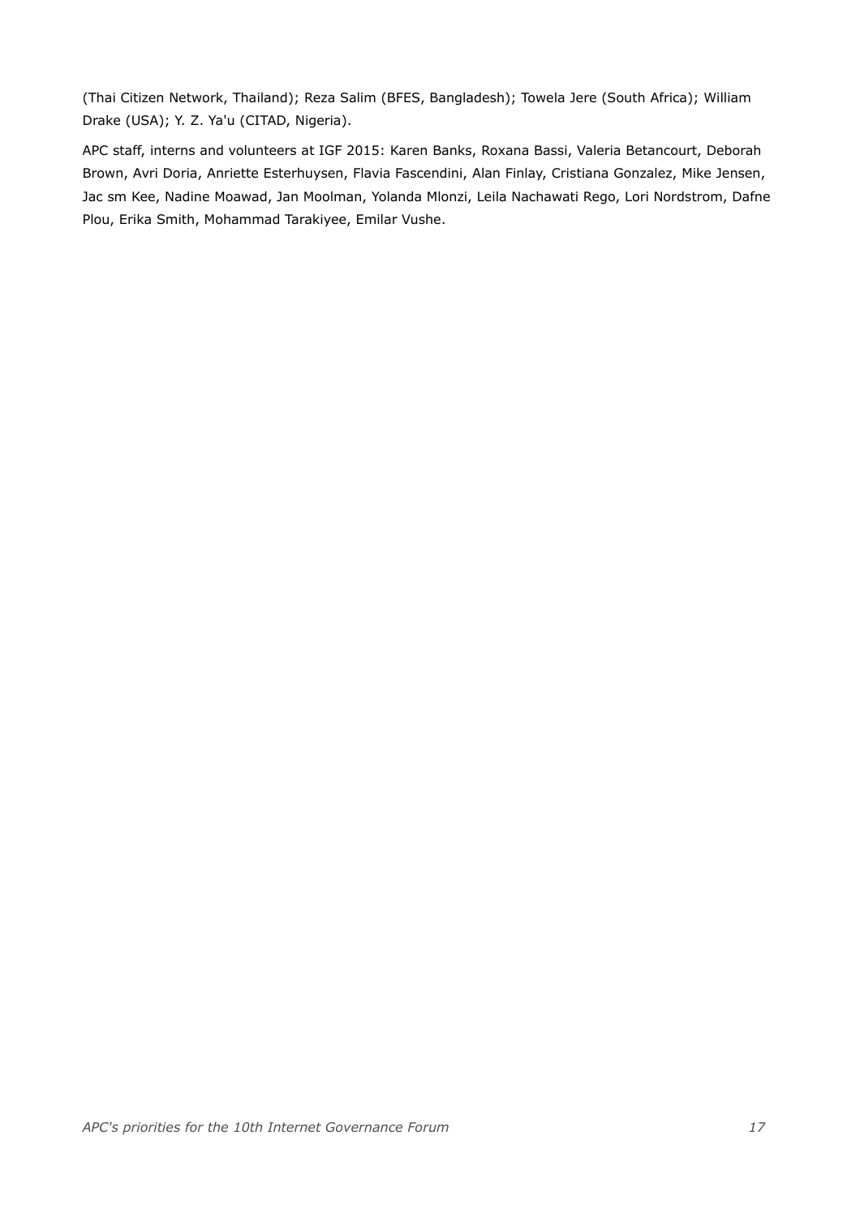(Thai Citizen Network, Thailand); Reza Salim (BFES, Bangladesh); Towela Jere (South Africa); William Drake (USA); Y. Z. Ya'u (CITAD, Nigeria).

APC staff, interns and volunteers at IGF 2015: Karen Banks, Roxana Bassi, Valeria Betancourt, Deborah Brown, Avri Doria, Anriette Esterhuysen, Flavia Fascendini, Alan Finlay, Cristiana Gonzalez, Mike Jensen, Jac sm Kee, Nadine Moawad, Jan Moolman, Yolanda Mlonzi, Leila Nachawati Rego, Lori Nordstrom, Dafne Plou, Erika Smith, Mohammad Tarakiyee, Emilar Vushe.